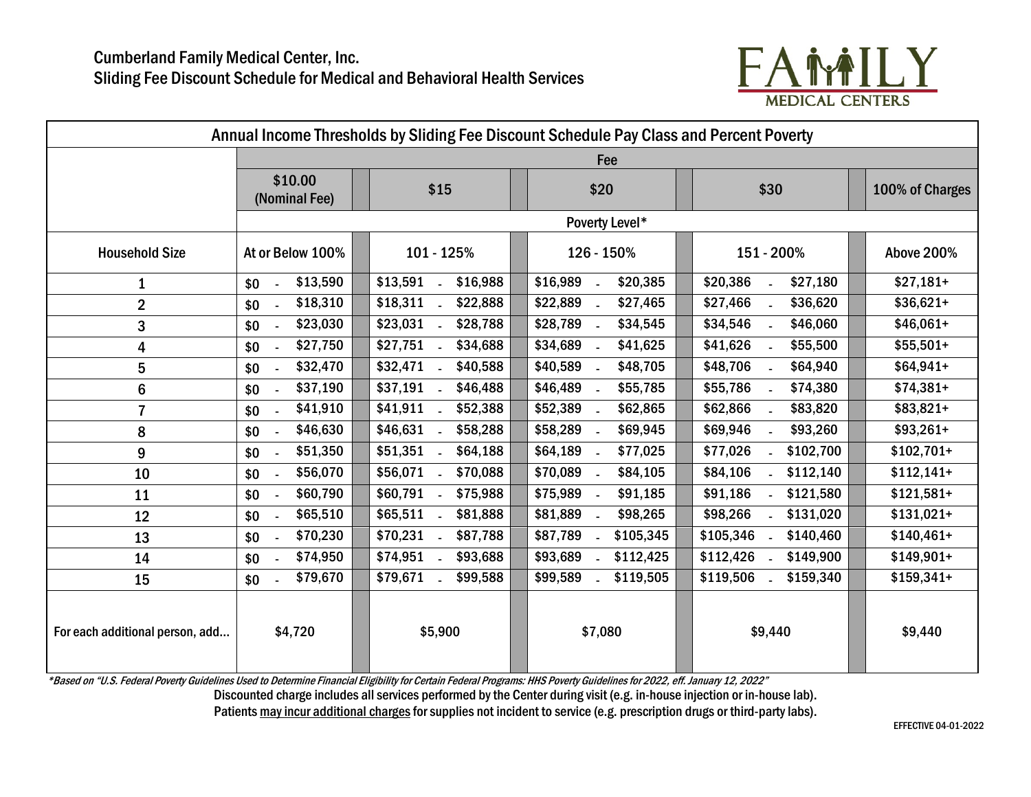Cumberland Family Medical Center, Inc.
Sliding Fee Discount Schedule for Medical and Behavioral Health Services

FAMILY MEDICAL CENTERS

| Annual Income Thresholds by Sliding Fee Discount Schedule Pay Class and Percent Poverty | | | | | |
|---|---|---|---|---|---|
| | Fee | | | | |
| | $10.00 (Nominal Fee) | $15 | $20 | $30 | 100% of Charges |
| | Poverty Level* | | | | |
| Household Size | At or Below 100% | 101 - 125% | 126 - 150% | 151 - 200% | Above 200% |
| 1 | $0 - $13,590 | $13,591 - $16,988 | $16,989 - $20,385 | $20,386 - $27,180 | $27,181+ |
| 2 | $0 - $18,310 | $18,311 - $22,888 | $22,889 - $27,465 | $27,466 - $36,620 | $36,621+ |
| 3 | $0 - $23,030 | $23,031 - $28,788 | $28,789 - $34,545 | $34,546 - $46,060 | $46,061+ |
| 4 | $0 - $27,750 | $27,751 - $34,688 | $34,689 - $41,625 | $41,626 - $55,500 | $55,501+ |
| 5 | $0 - $32,470 | $32,471 - $40,588 | $40,589 - $48,705 | $48,706 - $64,940 | $64,941+ |
| 6 | $0 - $37,190 | $37,191 - $46,488 | $46,489 - $55,785 | $55,786 - $74,380 | $74,381+ |
| 7 | $0 - $41,910 | $41,911 - $52,388 | $52,389 - $62,865 | $62,866 - $83,820 | $83,821+ |
| 8 | $0 - $46,630 | $46,631 - $58,288 | $58,289 - $69,945 | $69,946 - $93,260 | $93,261+ |
| 9 | $0 - $51,350 | $51,351 - $64,188 | $64,189 - $77,025 | $77,026 - $102,700 | $102,701+ |
| 10 | $0 - $56,070 | $56,071 - $70,088 | $70,089 - $84,105 | $84,106 - $112,140 | $112,141+ |
| 11 | $0 - $60,790 | $60,791 - $75,988 | $75,989 - $91,185 | $91,186 - $121,580 | $121,581+ |
| 12 | $0 - $65,510 | $65,511 - $81,888 | $81,889 - $98,265 | $98,266 - $131,020 | $131,021+ |
| 13 | $0 - $70,230 | $70,231 - $87,788 | $87,789 - $105,345 | $105,346 - $140,460 | $140,461+ |
| 14 | $0 - $74,950 | $74,951 - $93,688 | $93,689 - $112,425 | $112,426 - $149,900 | $149,901+ |
| 15 | $0 - $79,670 | $79,671 - $99,588 | $99,589 - $119,505 | $119,506 - $159,340 | $159,341+ |
| For each additional person, add... | $4,720 | $5,900 | $7,080 | $9,440 | $9,440 |

*Based on "U.S. Federal Poverty Guidelines Used to Determine Financial Eligibility for Certain Federal Programs: HHS Poverty Guidelines for 2022, eff. January 12, 2022"

Discounted charge includes all services performed by the Center during visit (e.g. in-house injection or in-house lab).

Patients may incur additional charges for supplies not incident to service (e.g. prescription drugs or third-party labs).

EFFECTIVE 04-01-2022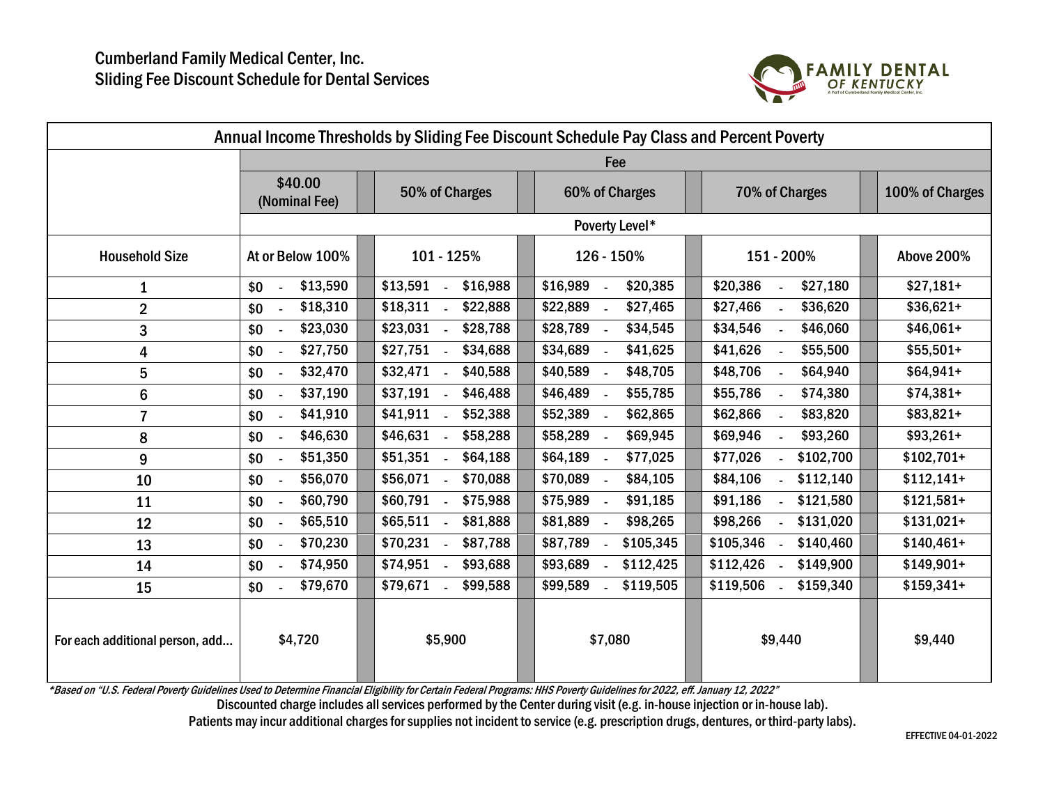Cumberland Family Medical Center, Inc.
Sliding Fee Discount Schedule for Dental Services

FAMILY DENTAL OF KENTUCKY
A Part of Cumberland Family Medical Center, Inc.

| Annual Income Thresholds by Sliding Fee Discount Schedule Pay Class and Percent Poverty | | | | | |
|---|---|---|---|---|---|
| | Fee | | | | |
| | $40.00 (Nominal Fee) | 50% of Charges | 60% of Charges | 70% of Charges | 100% of Charges |
| | Poverty Level* | | | | |
| Household Size | At or Below 100% | 101 - 125% | 126 - 150% | 151 - 200% | Above 200% |
| 1 | $0 - $13,590 | $13,591 - $16,988 | $16,989 - $20,385 | $20,386 - $27,180 | $27,181+ |
| 2 | $0 - $18,310 | $18,311 - $22,888 | $22,889 - $27,465 | $27,466 - $36,620 | $36,621+ |
| 3 | $0 - $23,030 | $23,031 - $28,788 | $28,789 - $34,545 | $34,546 - $46,060 | $46,061+ |
| 4 | $0 - $27,750 | $27,751 - $34,688 | $34,689 - $41,625 | $41,626 - $55,500 | $55,501+ |
| 5 | $0 - $32,470 | $32,471 - $40,588 | $40,589 - $48,705 | $48,706 - $64,940 | $64,941+ |
| 6 | $0 - $37,190 | $37,191 - $46,488 | $46,489 - $55,785 | $55,786 - $74,380 | $74,381+ |
| 7 | $0 - $41,910 | $41,911 - $52,388 | $52,389 - $62,865 | $62,866 - $83,820 | $83,821+ |
| 8 | $0 - $46,630 | $46,631 - $58,288 | $58,289 - $69,945 | $69,946 - $93,260 | $93,261+ |
| 9 | $0 - $51,350 | $51,351 - $64,188 | $64,189 - $77,025 | $77,026 - $102,700 | $102,701+ |
| 10 | $0 - $56,070 | $56,071 - $70,088 | $70,089 - $84,105 | $84,106 - $112,140 | $112,141+ |
| 11 | $0 - $60,790 | $60,791 - $75,988 | $75,989 - $91,185 | $91,186 - $121,580 | $121,581+ |
| 12 | $0 - $65,510 | $65,511 - $81,888 | $81,889 - $98,265 | $98,266 - $131,020 | $131,021+ |
| 13 | $0 - $70,230 | $70,231 - $87,788 | $87,789 - $105,345 | $105,346 - $140,460 | $140,461+ |
| 14 | $0 - $74,950 | $74,951 - $93,688 | $93,689 - $112,425 | $112,426 - $149,900 | $149,901+ |
| 15 | $0 - $79,670 | $79,671 - $99,588 | $99,589 - $119,505 | $119,506 - $159,340 | $159,341+ |
| For each additional person, add... | $4,720 | $5,900 | $7,080 | $9,440 | $9,440 |

*\*Based on "U.S. Federal Poverty Guidelines Used to Determine Financial Eligibility for Certain Federal Programs: HHS Poverty Guidelines for 2022, eff. January 12, 2022"*

Discounted charge includes all services performed by the Center during visit (e.g. in-house injection or in-house lab).

Patients may incur additional charges for supplies not incident to service (e.g. prescription drugs, dentures, or third-party labs).

EFFECTIVE 04-01-2022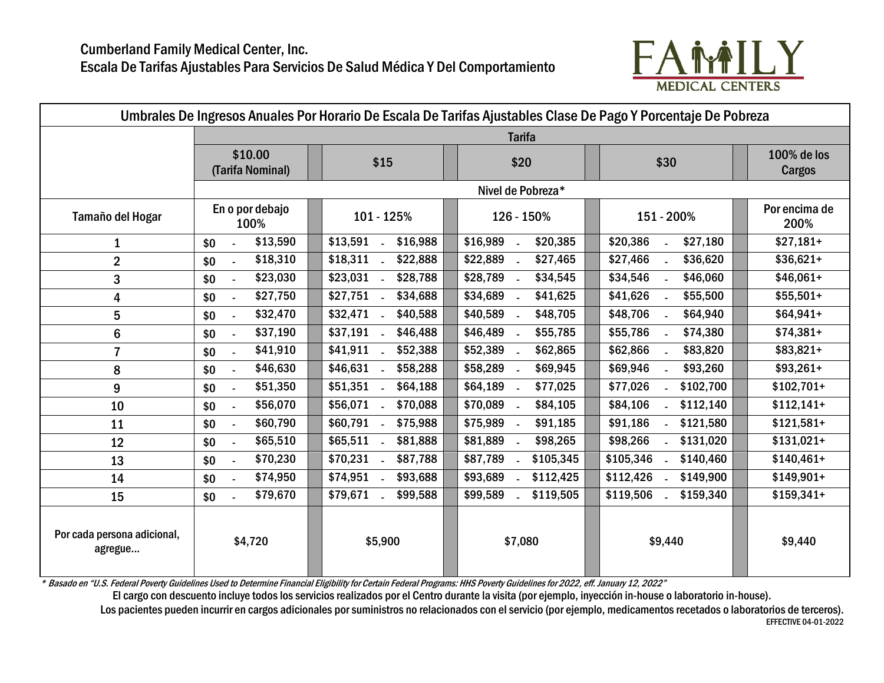Cumberland Family Medical Center, Inc.
Escala De Tarifas Ajustables Para Servicios De Salud Médica Y Del Comportamiento

FAMILY MEDICAL CENTERS

| Umbrales De Ingresos Anuales Por Horario De Escala De Tarifas Ajustables Clase De Pago Y Porcentaje De Pobreza | | | | | |
|---|---|---|---|---|---|
| | Tarifa | | | | |
| | $10.00 (Tarifa Nominal) | $15 | $20 | $30 | 100% de los Cargos |
| | Nivel de Pobreza* | | | | |
| Tamaño del Hogar | En o por debajo 100% | 101 - 125% | 126 - 150% | 151 - 200% | Por encima de 200% |
| 1 | $0 - $13,590 | $13,591 - $16,988 | $16,989 - $20,385 | $20,386 - $27,180 | $27,181+ |
| 2 | $0 - $18,310 | $18,311 - $22,888 | $22,889 - $27,465 | $27,466 - $36,620 | $36,621+ |
| 3 | $0 - $23,030 | $23,031 - $28,788 | $28,789 - $34,545 | $34,546 - $46,060 | $46,061+ |
| 4 | $0 - $27,750 | $27,751 - $34,688 | $34,689 - $41,625 | $41,626 - $55,500 | $55,501+ |
| 5 | $0 - $32,470 | $32,471 - $40,588 | $40,589 - $48,705 | $48,706 - $64,940 | $64,941+ |
| 6 | $0 - $37,190 | $37,191 - $46,488 | $46,489 - $55,785 | $55,786 - $74,380 | $74,381+ |
| 7 | $0 - $41,910 | $41,911 - $52,388 | $52,389 - $62,865 | $62,866 - $83,820 | $83,821+ |
| 8 | $0 - $46,630 | $46,631 - $58,288 | $58,289 - $69,945 | $69,946 - $93,260 | $93,261+ |
| 9 | $0 - $51,350 | $51,351 - $64,188 | $64,189 - $77,025 | $77,026 - $102,700 | $102,701+ |
| 10 | $0 - $56,070 | $56,071 - $70,088 | $70,089 - $84,105 | $84,106 - $112,140 | $112,141+ |
| 11 | $0 - $60,790 | $60,791 - $75,988 | $75,989 - $91,185 | $91,186 - $121,580 | $121,581+ |
| 12 | $0 - $65,510 | $65,511 - $81,888 | $81,889 - $98,265 | $98,266 - $131,020 | $131,021+ |
| 13 | $0 - $70,230 | $70,231 - $87,788 | $87,789 - $105,345 | $105,346 - $140,460 | $140,461+ |
| 14 | $0 - $74,950 | $74,951 - $93,688 | $93,689 - $112,425 | $112,426 - $149,900 | $149,901+ |
| 15 | $0 - $79,670 | $79,671 - $99,588 | $99,589 - $119,505 | $119,506 - $159,340 | $159,341+ |
| Por cada persona adicional, agregue... | $4,720 | $5,900 | $7,080 | $9,440 | $9,440 |

*\* Basado en "U.S. Federal Poverty Guidelines Used to Determine Financial Eligibility for Certain Federal Programs: HHS Poverty Guidelines for 2022, eff. January 12, 2022"*

El cargo con descuento incluye todos los servicios realizados por el Centro durante la visita (por ejemplo, inyección in-house o laboratorio in-house).

Los pacientes pueden incurrir en cargos adicionales por suministros no relacionados con el servicio (por ejemplo, medicamentos recetados o laboratorios de terceros).

EFFECTIVE 04-01-2022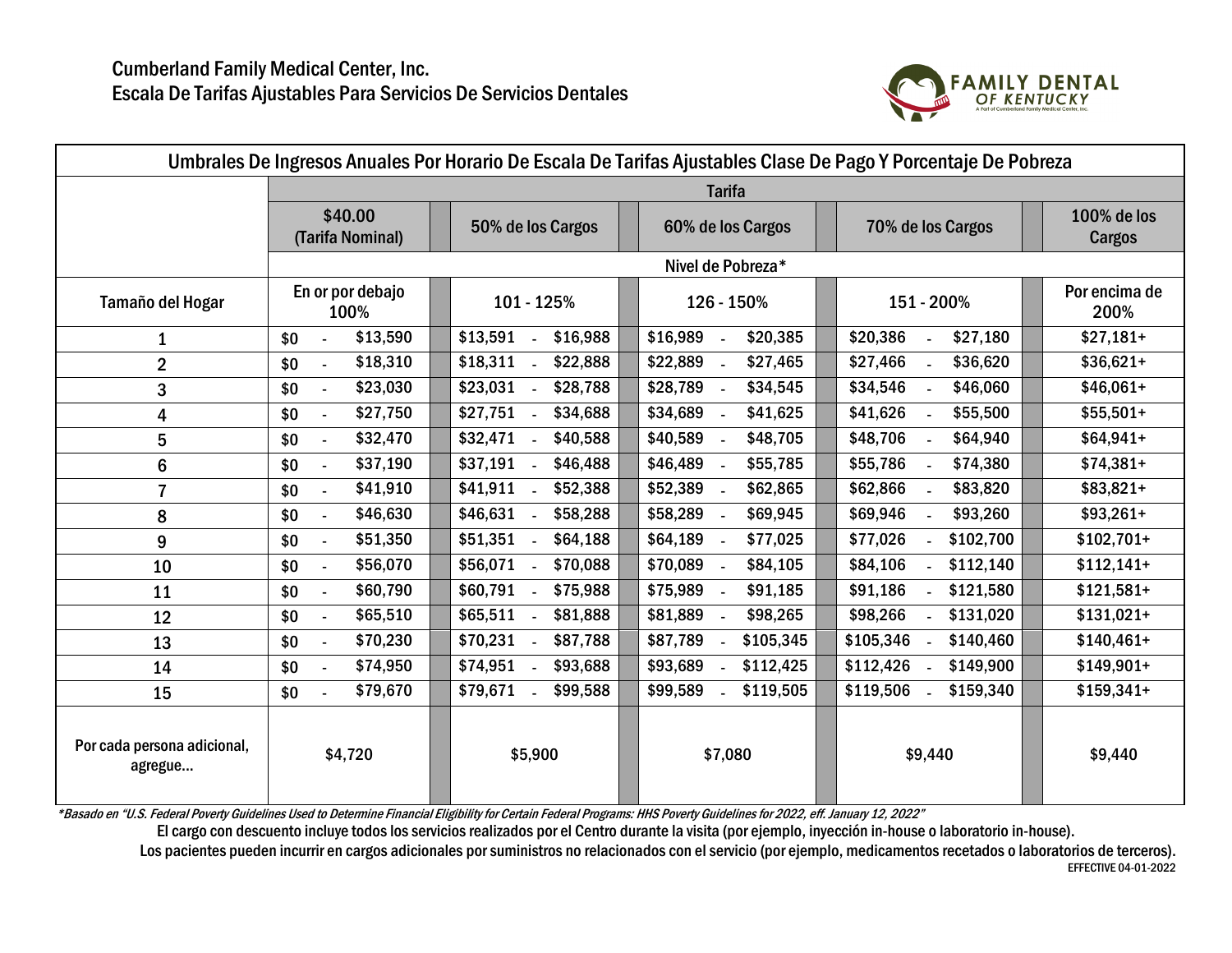Cumberland Family Medical Center, Inc.
Escala De Tarifas Ajustables Para Servicios De Servicios Dentales

FAMILY DENTAL OF KENTUCKY
A Part of Cumberland Family Medical Center, Inc.

## Umbrales De Ingresos Anuales Por Horario De Escala De Tarifas Ajustables Clase De Pago Y Porcentaje De Pobreza

| | Tarifa | | | | |
|---|---|---|---|---|---|
| | $40.00 (Tarifa Nominal) | 50% de los Cargos | 60% de los Cargos | 70% de los Cargos | 100% de los Cargos |
| | Nivel de Pobreza* | | | | |
| Tamaño del Hogar | En or por debajo 100% | 101 - 125% | 126 - 150% | 151 - 200% | Por encima de 200% |
| 1 | $0 - $13,590 | $13,591 - $16,988 | $16,989 - $20,385 | $20,386 - $27,180 | $27,181+ |
| 2 | $0 - $18,310 | $18,311 - $22,888 | $22,889 - $27,465 | $27,466 - $36,620 | $36,621+ |
| 3 | $0 - $23,030 | $23,031 - $28,788 | $28,789 - $34,545 | $34,546 - $46,060 | $46,061+ |
| 4 | $0 - $27,750 | $27,751 - $34,688 | $34,689 - $41,625 | $41,626 - $55,500 | $55,501+ |
| 5 | $0 - $32,470 | $32,471 - $40,588 | $40,589 - $48,705 | $48,706 - $64,940 | $64,941+ |
| 6 | $0 - $37,190 | $37,191 - $46,488 | $46,489 - $55,785 | $55,786 - $74,380 | $74,381+ |
| 7 | $0 - $41,910 | $41,911 - $52,388 | $52,389 - $62,865 | $62,866 - $83,820 | $83,821+ |
| 8 | $0 - $46,630 | $46,631 - $58,288 | $58,289 - $69,945 | $69,946 - $93,260 | $93,261+ |
| 9 | $0 - $51,350 | $51,351 - $64,188 | $64,189 - $77,025 | $77,026 - $102,700 | $102,701+ |
| 10 | $0 - $56,070 | $56,071 - $70,088 | $70,089 - $84,105 | $84,106 - $112,140 | $112,141+ |
| 11 | $0 - $60,790 | $60,791 - $75,988 | $75,989 - $91,185 | $91,186 - $121,580 | $121,581+ |
| 12 | $0 - $65,510 | $65,511 - $81,888 | $81,889 - $98,265 | $98,266 - $131,020 | $131,021+ |
| 13 | $0 - $70,230 | $70,231 - $87,788 | $87,789 - $105,345 | $105,346 - $140,460 | $140,461+ |
| 14 | $0 - $74,950 | $74,951 - $93,688 | $93,689 - $112,425 | $112,426 - $149,900 | $149,901+ |
| 15 | $0 - $79,670 | $79,671 - $99,588 | $99,589 - $119,505 | $119,506 - $159,340 | $159,341+ |
| Por cada persona adicional, agregue... | $4,720 | $5,900 | $7,080 | $9,440 | $9,440 |

*\*Basado en "U.S. Federal Poverty Guidelines Used to Determine Financial Eligibility for Certain Federal Programs: HHS Poverty Guidelines for 2022, eff. January 12, 2022"*

El cargo con descuento incluye todos los servicios realizados por el Centro durante la visita (por ejemplo, inyección in-house o laboratorio in-house).

Los pacientes pueden incurrir en cargos adicionales por suministros no relacionados con el servicio (por ejemplo, medicamentos recetados o laboratorios de terceros).

EFFECTIVE 04-01-2022